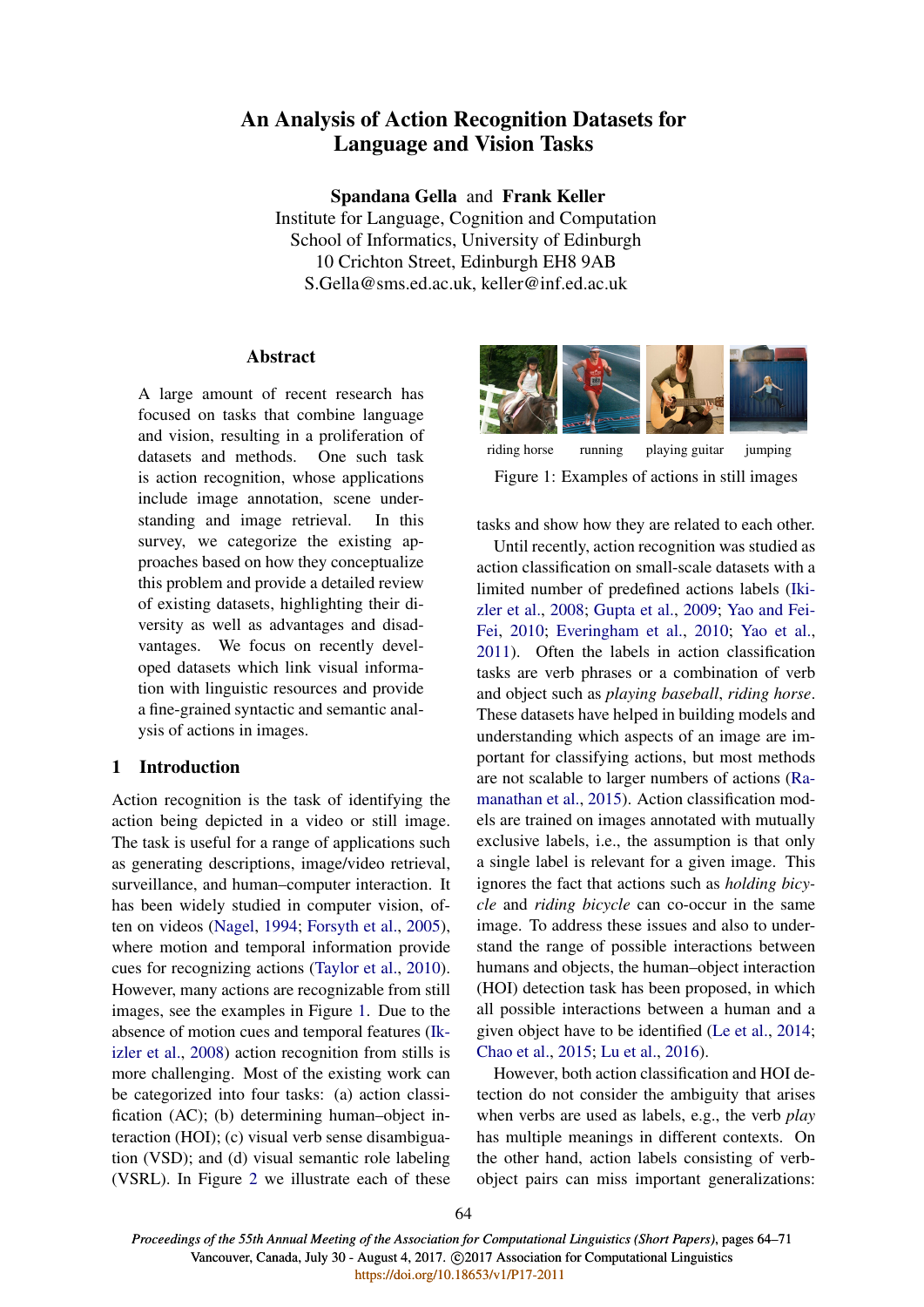# An Analysis of Action Recognition Datasets for Language and Vision Tasks

**Spandana Gella** and **Frank Keller**
Institute for Language, Cognition and Computation
School of Informatics, University of Edinburgh
10 Crichton Street, Edinburgh EH8 9AB
S.Gella@sms.ed.ac.uk, keller@inf.ed.ac.uk

## Abstract

A large amount of recent research has focused on tasks that combine language and vision, resulting in a proliferation of datasets and methods. One such task is action recognition, whose applications include image annotation, scene understanding and image retrieval. In this survey, we categorize the existing approaches based on how they conceptualize this problem and provide a detailed review of existing datasets, highlighting their diversity as well as advantages and disadvantages. We focus on recently developed datasets which link visual information with linguistic resources and provide a fine-grained syntactic and semantic analysis of actions in images.

## 1 Introduction

Action recognition is the task of identifying the action being depicted in a video or still image. The task is useful for a range of applications such as generating descriptions, image/video retrieval, surveillance, and human–computer interaction. It has been widely studied in computer vision, often on videos (Nagel, 1994; Forsyth et al., 2005), where motion and temporal information provide cues for recognizing actions (Taylor et al., 2010). However, many actions are recognizable from still images, see the examples in Figure 1. Due to the absence of motion cues and temporal features (Ikizler et al., 2008) action recognition from stills is more challenging. Most of the existing work can be categorized into four tasks: (a) action classification (AC); (b) determining human–object interaction (HOI); (c) visual verb sense disambiguation (VSD); and (d) visual semantic role labeling (VSRL). In Figure 2 we illustrate each of these tasks and show how they are related to each other.

riding horse running playing guitar jumping

Figure 1: Examples of actions in still images

Until recently, action recognition was studied as action classification on small-scale datasets with a limited number of predefined actions labels (Ikizler et al., 2008; Gupta et al., 2009; Yao and Fei-Fei, 2010; Everingham et al., 2010; Yao et al., 2011). Often the labels in action classification tasks are verb phrases or a combination of verb and object such as *playing baseball*, *riding horse*. These datasets have helped in building models and understanding which aspects of an image are important for classifying actions, but most methods are not scalable to larger numbers of actions (Ramanathan et al., 2015). Action classification models are trained on images annotated with mutually exclusive labels, i.e., the assumption is that only a single label is relevant for a given image. This ignores the fact that actions such as *holding bicycle* and *riding bicycle* can co-occur in the same image. To address these issues and also to understand the range of possible interactions between humans and objects, the human–object interaction (HOI) detection task has been proposed, in which all possible interactions between a human and a given object have to be identified (Le et al., 2014; Chao et al., 2015; Lu et al., 2016).

However, both action classification and HOI detection do not consider the ambiguity that arises when verbs are used as labels, e.g., the verb *play* has multiple meanings in different contexts. On the other hand, action labels consisting of verb-object pairs can miss important generalizations: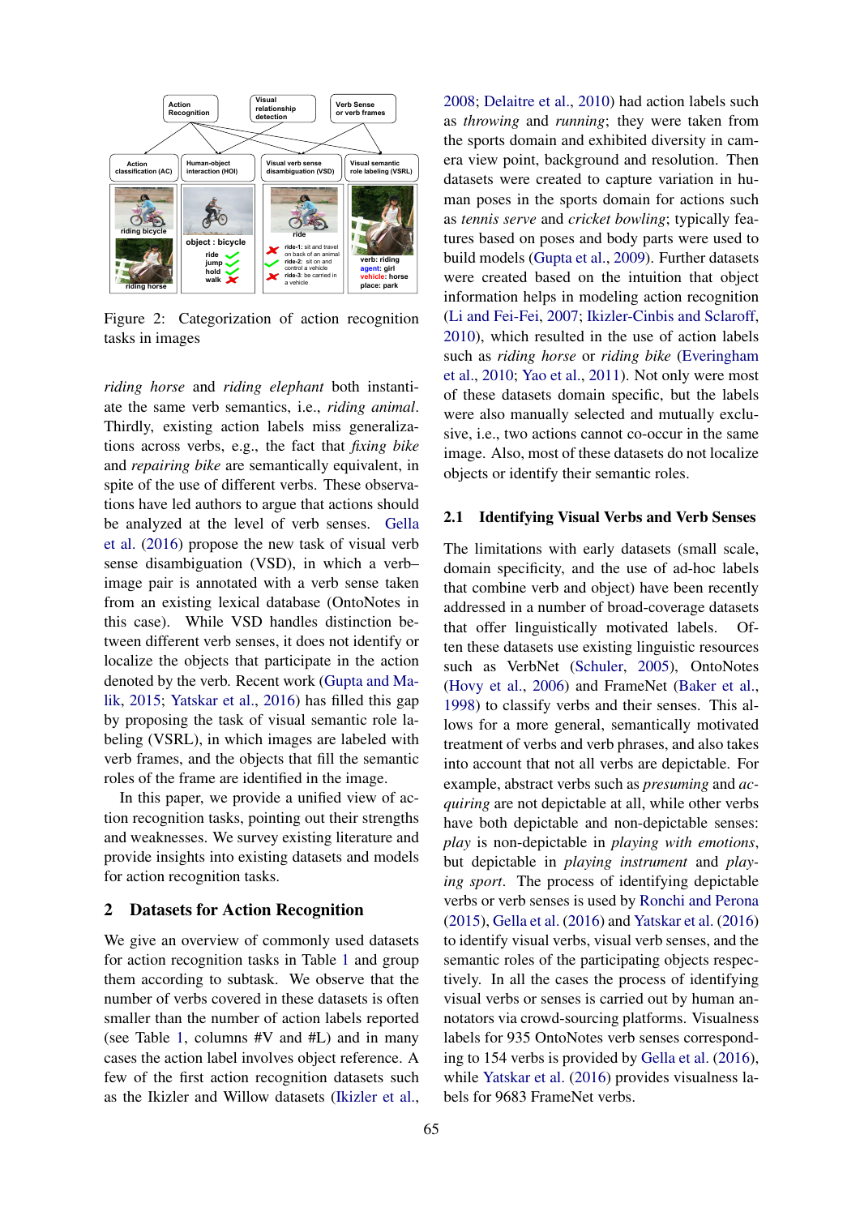Figure 2: Categorization of action recognition tasks in images

*riding horse* and *riding elephant* both instantiate the same verb semantics, i.e., *riding animal*. Thirdly, existing action labels miss generalizations across verbs, e.g., the fact that *fixing bike* and *repairing bike* are semantically equivalent, in spite of the use of different verbs. These observations have led authors to argue that actions should be analyzed at the level of verb senses. Gella et al. (2016) propose the new task of visual verb sense disambiguation (VSD), in which a verb–image pair is annotated with a verb sense taken from an existing lexical database (OntoNotes in this case). While VSD handles distinction between different verb senses, it does not identify or localize the objects that participate in the action denoted by the verb. Recent work (Gupta and Malik, 2015; Yatskar et al., 2016) has filled this gap by proposing the task of visual semantic role labeling (VSRL), in which images are labeled with verb frames, and the objects that fill the semantic roles of the frame are identified in the image.

In this paper, we provide a unified view of action recognition tasks, pointing out their strengths and weaknesses. We survey existing literature and provide insights into existing datasets and models for action recognition tasks.

## 2 Datasets for Action Recognition

We give an overview of commonly used datasets for action recognition tasks in Table 1 and group them according to subtask. We observe that the number of verbs covered in these datasets is often smaller than the number of action labels reported (see Table 1, columns #V and #L) and in many cases the action label involves object reference. A few of the first action recognition datasets such as the Ikizler and Willow datasets (Ikizler et al., 2008; Delaitre et al., 2010) had action labels such as *throwing* and *running*; they were taken from the sports domain and exhibited diversity in camera view point, background and resolution. Then datasets were created to capture variation in human poses in the sports domain for actions such as *tennis serve* and *cricket bowling*; typically features based on poses and body parts were used to build models (Gupta et al., 2009). Further datasets were created based on the intuition that object information helps in modeling action recognition (Li and Fei-Fei, 2007; Ikizler-Cinbis and Sclaroff, 2010), which resulted in the use of action labels such as *riding horse* or *riding bike* (Everingham et al., 2010; Yao et al., 2011). Not only were most of these datasets domain specific, but the labels were also manually selected and mutually exclusive, i.e., two actions cannot co-occur in the same image. Also, most of these datasets do not localize objects or identify their semantic roles.

### 2.1 Identifying Visual Verbs and Verb Senses

The limitations with early datasets (small scale, domain specificity, and the use of ad-hoc labels that combine verb and object) have been recently addressed in a number of broad-coverage datasets that offer linguistically motivated labels. Often these datasets use existing linguistic resources such as VerbNet (Schuler, 2005), OntoNotes (Hovy et al., 2006) and FrameNet (Baker et al., 1998) to classify verbs and their senses. This allows for a more general, semantically motivated treatment of verbs and verb phrases, and also takes into account that not all verbs are depictable. For example, abstract verbs such as *presuming* and *acquiring* are not depictable at all, while other verbs have both depictable and non-depictable senses: *play* is non-depictable in *playing with emotions*, but depictable in *playing instrument* and *playing sport*. The process of identifying depictable verbs or verb senses is used by Ronchi and Perona (2015), Gella et al. (2016) and Yatskar et al. (2016) to identify visual verbs, visual verb senses, and the semantic roles of the participating objects respectively. In all the cases the process of identifying visual verbs or senses is carried out by human annotators via crowd-sourcing platforms. Visualness labels for 935 OntoNotes verb senses corresponding to 154 verbs is provided by Gella et al. (2016), while Yatskar et al. (2016) provides visualness labels for 9683 FrameNet verbs.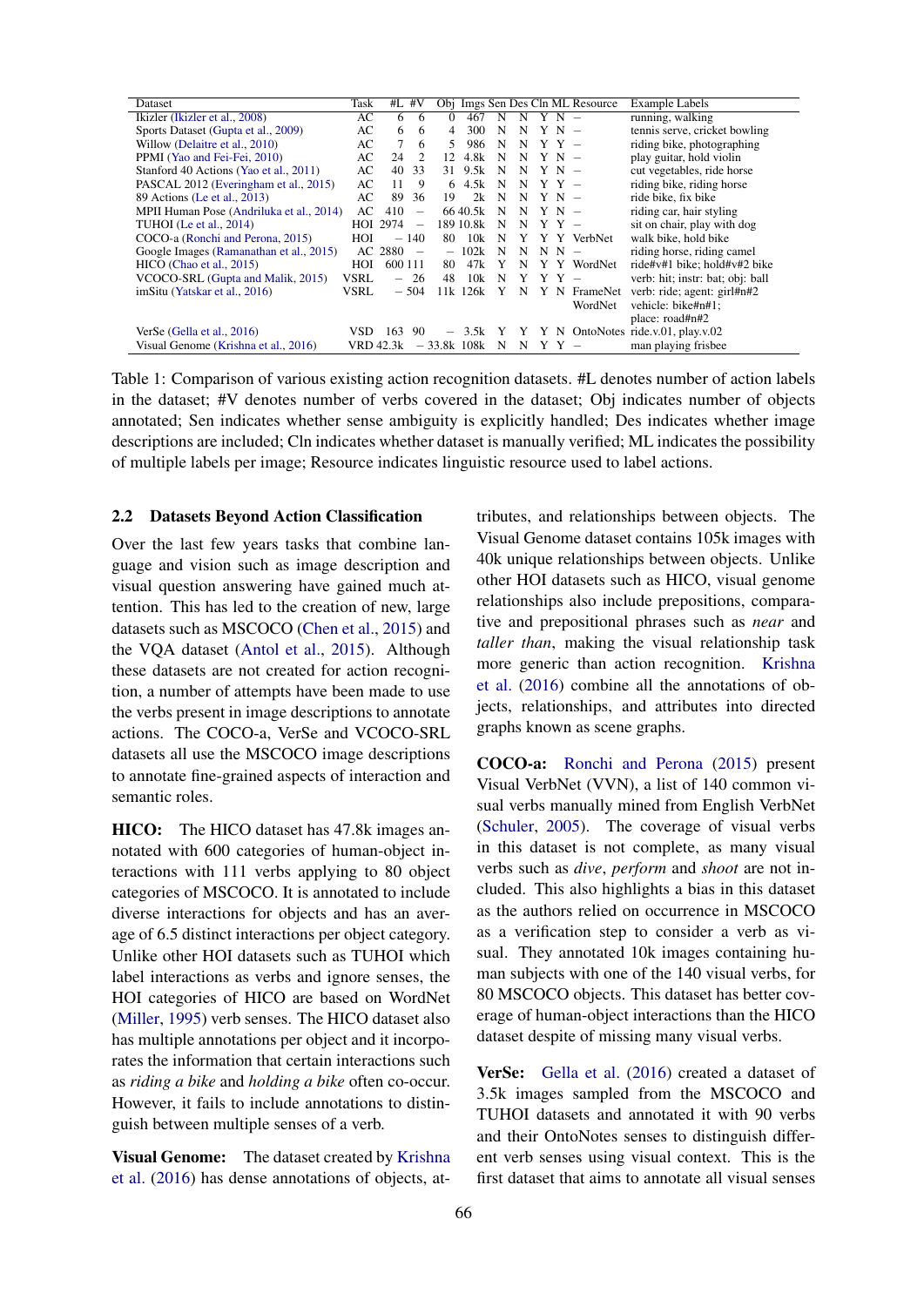| Dataset | Task | #L | #V | Obj | Imgs | Sen | Des | Cln | ML | Resource | Example Labels |
|---|---|---|---|---|---|---|---|---|---|---|---|
| Ikizler (Ikizler et al., 2008) | AC | 6 | 6 | 0 | 467 | N | N | Y | N | – | running, walking |
| Sports Dataset (Gupta et al., 2009) | AC | 6 | 6 | 4 | 300 | N | N | Y | N | – | tennis serve, cricket bowling |
| Willow (Delaitre et al., 2010) | AC | 7 | 6 | 5 | 986 | N | N | Y | Y | – | riding bike, photographing |
| PPMI (Yao and Fei-Fei, 2010) | AC | 24 | 2 | 12 | 4.8k | N | N | Y | N | – | play guitar, hold violin |
| Stanford 40 Actions (Yao et al., 2011) | AC | 40 | 33 | 31 | 9.5k | N | N | Y | N | – | cut vegetables, ride horse |
| PASCAL 2012 (Everingham et al., 2015) | AC | 11 | 9 | 6 | 4.5k | N | N | Y | Y | – | riding bike, riding horse |
| 89 Actions (Le et al., 2013) | AC | 89 | 36 | 19 | 2k | N | N | Y | N | – | ride bike, fix bike |
| MPII Human Pose (Andriluka et al., 2014) | AC | 410 | – | 66 | 40.5k | N | N | Y | N | – | riding car, hair styling |
| TUHOI (Le et al., 2014) | HOI | 2974 | – | 189 | 10.8k | N | N | Y | Y | – | sit on chair, play with dog |
| COCO-a (Ronchi and Perona, 2015) | HOI | – | 140 | 80 | 10k | N | Y | Y | Y | VerbNet | walk bike, hold bike |
| Google Images (Ramanathan et al., 2015) | AC | 2880 | – | – | 102k | N | N | N | N | – | riding horse, riding camel |
| HICO (Chao et al., 2015) | HOI | 600 | 111 | 80 | 47k | Y | N | Y | Y | WordNet | ride#v#1 bike; hold#v#2 bike |
| VCOCO-SRL (Gupta and Malik, 2015) | VSRL | – | 26 | 48 | 10k | N | Y | Y | Y | – | verb: hit; instr: bat; obj: ball |
| imSitu (Yatskar et al., 2016) | VSRL | – | 504 | 11k | 126k | Y | N | Y | N | FrameNet WordNet | verb: ride; agent: girl#n#2 vehicle: bike#n#1; place: road#n#2 |
| VerSe (Gella et al., 2016) | VSD | 163 | 90 | – | 3.5k | Y | Y | Y | N | OntoNotes | ride.v.01, play.v.02 |
| Visual Genome (Krishna et al., 2016) | VRD | 42.3k | – | 33.8k | 108k | N | N | Y | Y | – | man playing frisbee |

Table 1: Comparison of various existing action recognition datasets. #L denotes number of action labels in the dataset; #V denotes number of verbs covered in the dataset; Obj indicates number of objects annotated; Sen indicates whether sense ambiguity is explicitly handled; Des indicates whether image descriptions are included; Cln indicates whether dataset is manually verified; ML indicates the possibility of multiple labels per image; Resource indicates linguistic resource used to label actions.

### 2.2 Datasets Beyond Action Classification

Over the last few years tasks that combine language and vision such as image description and visual question answering have gained much attention. This has led to the creation of new, large datasets such as MSCOCO (Chen et al., 2015) and the VQA dataset (Antol et al., 2015). Although these datasets are not created for action recognition, a number of attempts have been made to use the verbs present in image descriptions to annotate actions. The COCO-a, VerSe and VCOCO-SRL datasets all use the MSCOCO image descriptions to annotate fine-grained aspects of interaction and semantic roles.

**HICO:** The HICO dataset has 47.8k images annotated with 600 categories of human-object interactions with 111 verbs applying to 80 object categories of MSCOCO. It is annotated to include diverse interactions for objects and has an average of 6.5 distinct interactions per object category. Unlike other HOI datasets such as TUHOI which label interactions as verbs and ignore senses, the HOI categories of HICO are based on WordNet (Miller, 1995) verb senses. The HICO dataset also has multiple annotations per object and it incorporates the information that certain interactions such as *riding a bike* and *holding a bike* often co-occur. However, it fails to include annotations to distinguish between multiple senses of a verb.

**Visual Genome:** The dataset created by Krishna et al. (2016) has dense annotations of objects, attributes, and relationships between objects. The Visual Genome dataset contains 105k images with 40k unique relationships between objects. Unlike other HOI datasets such as HICO, visual genome relationships also include prepositions, comparative and prepositional phrases such as *near* and *taller than*, making the visual relationship task more generic than action recognition. Krishna et al. (2016) combine all the annotations of objects, relationships, and attributes into directed graphs known as scene graphs.

**COCO-a:** Ronchi and Perona (2015) present Visual VerbNet (VVN), a list of 140 common visual verbs manually mined from English VerbNet (Schuler, 2005). The coverage of visual verbs in this dataset is not complete, as many visual verbs such as *dive*, *perform* and *shoot* are not included. This also highlights a bias in this dataset as the authors relied on occurrence in MSCOCO as a verification step to consider a verb as visual. They annotated 10k images containing human subjects with one of the 140 visual verbs, for 80 MSCOCO objects. This dataset has better coverage of human-object interactions than the HICO dataset despite of missing many visual verbs.

**VerSe:** Gella et al. (2016) created a dataset of 3.5k images sampled from the MSCOCO and TUHOI datasets and annotated it with 90 verbs and their OntoNotes senses to distinguish different verb senses using visual context. This is the first dataset that aims to annotate all visual senses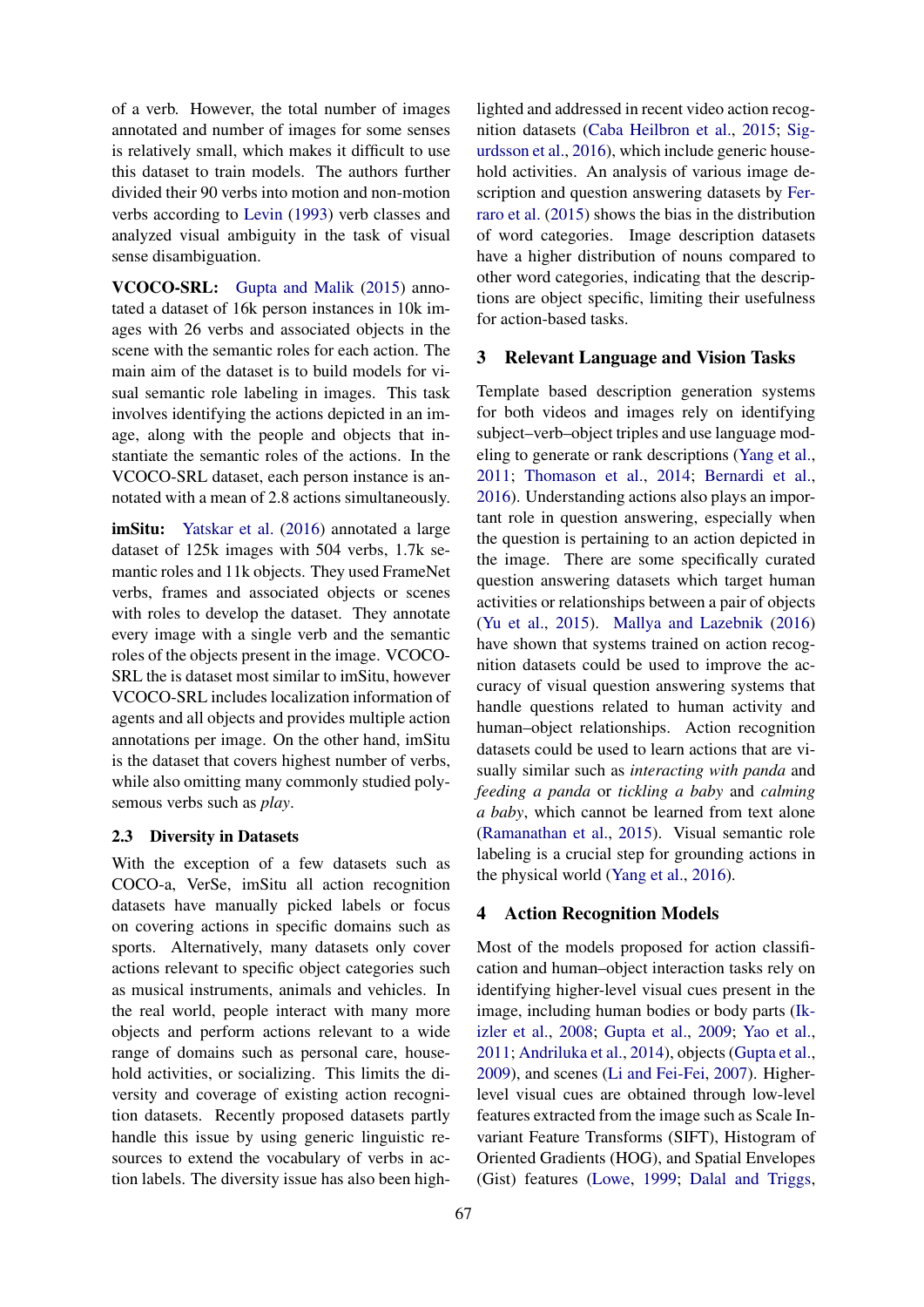of a verb. However, the total number of images annotated and number of images for some senses is relatively small, which makes it difficult to use this dataset to train models. The authors further divided their 90 verbs into motion and non-motion verbs according to Levin (1993) verb classes and analyzed visual ambiguity in the task of visual sense disambiguation.

**VCOCO-SRL:** Gupta and Malik (2015) annotated a dataset of 16k person instances in 10k images with 26 verbs and associated objects in the scene with the semantic roles for each action. The main aim of the dataset is to build models for visual semantic role labeling in images. This task involves identifying the actions depicted in an image, along with the people and objects that instantiate the semantic roles of the actions. In the VCOCO-SRL dataset, each person instance is annotated with a mean of 2.8 actions simultaneously.

**imSitu:** Yatskar et al. (2016) annotated a large dataset of 125k images with 504 verbs, 1.7k semantic roles and 11k objects. They used FrameNet verbs, frames and associated objects or scenes with roles to develop the dataset. They annotate every image with a single verb and the semantic roles of the objects present in the image. VCOCO-SRL the is dataset most similar to imSitu, however VCOCO-SRL includes localization information of agents and all objects and provides multiple action annotations per image. On the other hand, imSitu is the dataset that covers highest number of verbs, while also omitting many commonly studied polysemous verbs such as *play*.

### 2.3 Diversity in Datasets

With the exception of a few datasets such as COCO-a, VerSe, imSitu all action recognition datasets have manually picked labels or focus on covering actions in specific domains such as sports. Alternatively, many datasets only cover actions relevant to specific object categories such as musical instruments, animals and vehicles. In the real world, people interact with many more objects and perform actions relevant to a wide range of domains such as personal care, household activities, or socializing. This limits the diversity and coverage of existing action recognition datasets. Recently proposed datasets partly handle this issue by using generic linguistic resources to extend the vocabulary of verbs in action labels. The diversity issue has also been highlighted and addressed in recent video action recognition datasets (Caba Heilbron et al., 2015; Sigurdsson et al., 2016), which include generic household activities. An analysis of various image description and question answering datasets by Ferraro et al. (2015) shows the bias in the distribution of word categories. Image description datasets have a higher distribution of nouns compared to other word categories, indicating that the descriptions are object specific, limiting their usefulness for action-based tasks.

## 3 Relevant Language and Vision Tasks

Template based description generation systems for both videos and images rely on identifying subject–verb–object triples and use language modeling to generate or rank descriptions (Yang et al., 2011; Thomason et al., 2014; Bernardi et al., 2016). Understanding actions also plays an important role in question answering, especially when the question is pertaining to an action depicted in the image. There are some specifically curated question answering datasets which target human activities or relationships between a pair of objects (Yu et al., 2015). Mallya and Lazebnik (2016) have shown that systems trained on action recognition datasets could be used to improve the accuracy of visual question answering systems that handle questions related to human activity and human–object relationships. Action recognition datasets could be used to learn actions that are visually similar such as *interacting with panda* and *feeding a panda* or *tickling a baby* and *calming a baby*, which cannot be learned from text alone (Ramanathan et al., 2015). Visual semantic role labeling is a crucial step for grounding actions in the physical world (Yang et al., 2016).

## 4 Action Recognition Models

Most of the models proposed for action classification and human–object interaction tasks rely on identifying higher-level visual cues present in the image, including human bodies or body parts (Ikizler et al., 2008; Gupta et al., 2009; Yao et al., 2011; Andriluka et al., 2014), objects (Gupta et al., 2009), and scenes (Li and Fei-Fei, 2007). Higher-level visual cues are obtained through low-level features extracted from the image such as Scale Invariant Feature Transforms (SIFT), Histogram of Oriented Gradients (HOG), and Spatial Envelopes (Gist) features (Lowe, 1999; Dalal and Triggs,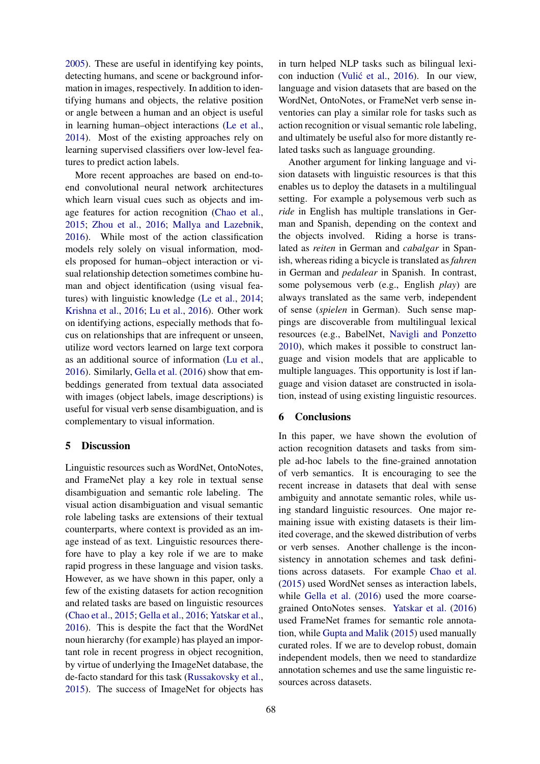2005). These are useful in identifying key points, detecting humans, and scene or background information in images, respectively. In addition to identifying humans and objects, the relative position or angle between a human and an object is useful in learning human–object interactions (Le et al., 2014). Most of the existing approaches rely on learning supervised classifiers over low-level features to predict action labels.

More recent approaches are based on end-to-end convolutional neural network architectures which learn visual cues such as objects and image features for action recognition (Chao et al., 2015; Zhou et al., 2016; Mallya and Lazebnik, 2016). While most of the action classification models rely solely on visual information, models proposed for human–object interaction or visual relationship detection sometimes combine human and object identification (using visual features) with linguistic knowledge (Le et al., 2014; Krishna et al., 2016; Lu et al., 2016). Other work on identifying actions, especially methods that focus on relationships that are infrequent or unseen, utilize word vectors learned on large text corpora as an additional source of information (Lu et al., 2016). Similarly, Gella et al. (2016) show that embeddings generated from textual data associated with images (object labels, image descriptions) is useful for visual verb sense disambiguation, and is complementary to visual information.

## 5 Discussion

Linguistic resources such as WordNet, OntoNotes, and FrameNet play a key role in textual sense disambiguation and semantic role labeling. The visual action disambiguation and visual semantic role labeling tasks are extensions of their textual counterparts, where context is provided as an image instead of as text. Linguistic resources therefore have to play a key role if we are to make rapid progress in these language and vision tasks. However, as we have shown in this paper, only a few of the existing datasets for action recognition and related tasks are based on linguistic resources (Chao et al., 2015; Gella et al., 2016; Yatskar et al., 2016). This is despite the fact that the WordNet noun hierarchy (for example) has played an important role in recent progress in object recognition, by virtue of underlying the ImageNet database, the de-facto standard for this task (Russakovsky et al., 2015). The success of ImageNet for objects has in turn helped NLP tasks such as bilingual lexicon induction (Vulić et al., 2016). In our view, language and vision datasets that are based on the WordNet, OntoNotes, or FrameNet verb sense inventories can play a similar role for tasks such as action recognition or visual semantic role labeling, and ultimately be useful also for more distantly related tasks such as language grounding.

Another argument for linking language and vision datasets with linguistic resources is that this enables us to deploy the datasets in a multilingual setting. For example a polysemous verb such as *ride* in English has multiple translations in German and Spanish, depending on the context and the objects involved. Riding a horse is translated as *reiten* in German and *cabalgar* in Spanish, whereas riding a bicycle is translated as *fahren* in German and *pedalear* in Spanish. In contrast, some polysemous verb (e.g., English *play*) are always translated as the same verb, independent of sense (*spielen* in German). Such sense mappings are discoverable from multilingual lexical resources (e.g., BabelNet, Navigli and Ponzetto 2010), which makes it possible to construct language and vision models that are applicable to multiple languages. This opportunity is lost if language and vision dataset are constructed in isolation, instead of using existing linguistic resources.

## 6 Conclusions

In this paper, we have shown the evolution of action recognition datasets and tasks from simple ad-hoc labels to the fine-grained annotation of verb semantics. It is encouraging to see the recent increase in datasets that deal with sense ambiguity and annotate semantic roles, while using standard linguistic resources. One major remaining issue with existing datasets is their limited coverage, and the skewed distribution of verbs or verb senses. Another challenge is the inconsistency in annotation schemes and task definitions across datasets. For example Chao et al. (2015) used WordNet senses as interaction labels, while Gella et al. (2016) used the more coarse-grained OntoNotes senses. Yatskar et al. (2016) used FrameNet frames for semantic role annotation, while Gupta and Malik (2015) used manually curated roles. If we are to develop robust, domain independent models, then we need to standardize annotation schemes and use the same linguistic resources across datasets.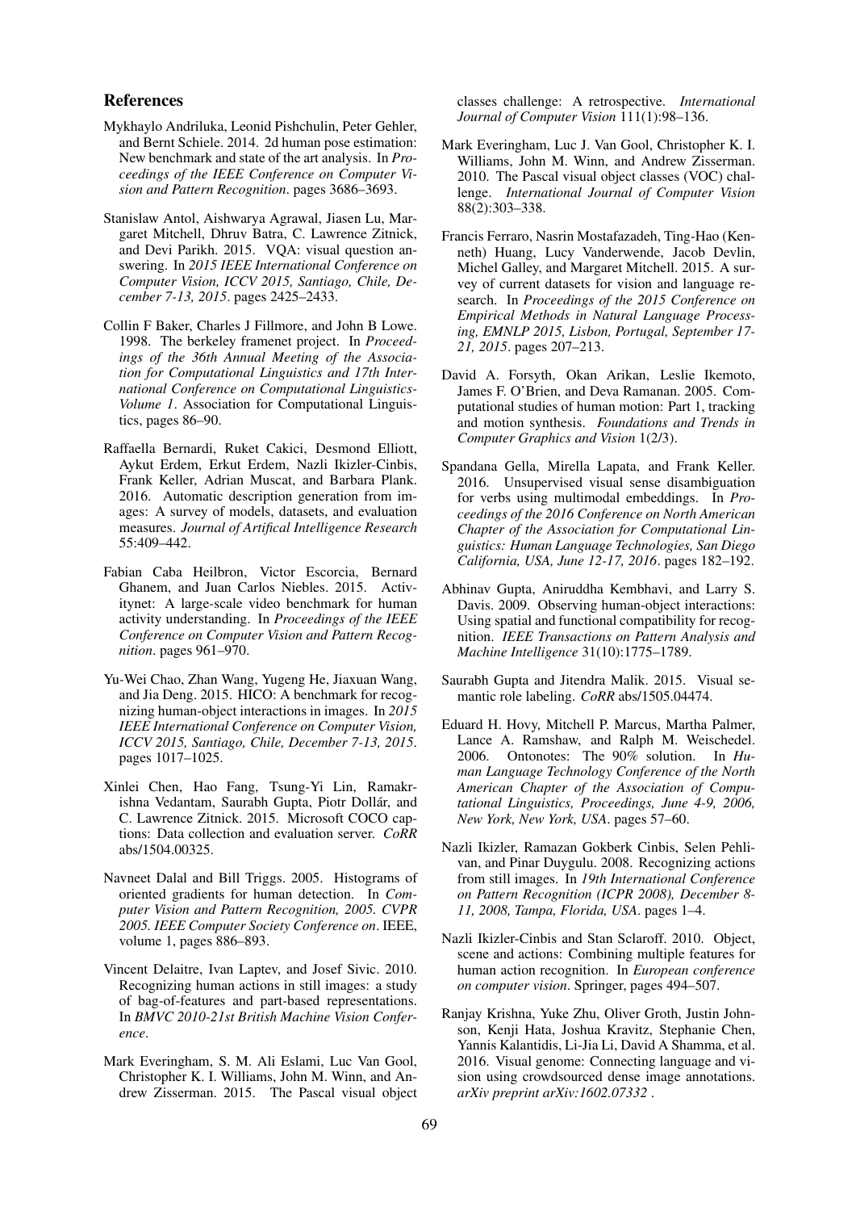## References

Mykhaylo Andriluka, Leonid Pishchulin, Peter Gehler, and Bernt Schiele. 2014. 2d human pose estimation: New benchmark and state of the art analysis. In *Proceedings of the IEEE Conference on Computer Vision and Pattern Recognition*. pages 3686–3693.

Stanislaw Antol, Aishwarya Agrawal, Jiasen Lu, Margaret Mitchell, Dhruv Batra, C. Lawrence Zitnick, and Devi Parikh. 2015. VQA: visual question answering. In *2015 IEEE International Conference on Computer Vision, ICCV 2015, Santiago, Chile, December 7-13, 2015*. pages 2425–2433.

Collin F Baker, Charles J Fillmore, and John B Lowe. 1998. The berkeley framenet project. In *Proceedings of the 36th Annual Meeting of the Association for Computational Linguistics and 17th International Conference on Computational Linguistics-Volume 1*. Association for Computational Linguistics, pages 86–90.

Raffaella Bernardi, Ruket Cakici, Desmond Elliott, Aykut Erdem, Erkut Erdem, Nazli Ikizler-Cinbis, Frank Keller, Adrian Muscat, and Barbara Plank. 2016. Automatic description generation from images: A survey of models, datasets, and evaluation measures. *Journal of Artifical Intelligence Research* 55:409–442.

Fabian Caba Heilbron, Victor Escorcia, Bernard Ghanem, and Juan Carlos Niebles. 2015. Activitynet: A large-scale video benchmark for human activity understanding. In *Proceedings of the IEEE Conference on Computer Vision and Pattern Recognition*. pages 961–970.

Yu-Wei Chao, Zhan Wang, Yugeng He, Jiaxuan Wang, and Jia Deng. 2015. HICO: A benchmark for recognizing human-object interactions in images. In *2015 IEEE International Conference on Computer Vision, ICCV 2015, Santiago, Chile, December 7-13, 2015*. pages 1017–1025.

Xinlei Chen, Hao Fang, Tsung-Yi Lin, Ramakrishna Vedantam, Saurabh Gupta, Piotr Dollár, and C. Lawrence Zitnick. 2015. Microsoft COCO captions: Data collection and evaluation server. *CoRR* abs/1504.00325.

Navneet Dalal and Bill Triggs. 2005. Histograms of oriented gradients for human detection. In *Computer Vision and Pattern Recognition, 2005. CVPR 2005. IEEE Computer Society Conference on*. IEEE, volume 1, pages 886–893.

Vincent Delaitre, Ivan Laptev, and Josef Sivic. 2010. Recognizing human actions in still images: a study of bag-of-features and part-based representations. In *BMVC 2010-21st British Machine Vision Conference*.

Mark Everingham, S. M. Ali Eslami, Luc Van Gool, Christopher K. I. Williams, John M. Winn, and Andrew Zisserman. 2015. The Pascal visual object classes challenge: A retrospective. *International Journal of Computer Vision* 111(1):98–136.

Mark Everingham, Luc J. Van Gool, Christopher K. I. Williams, John M. Winn, and Andrew Zisserman. 2010. The Pascal visual object classes (VOC) challenge. *International Journal of Computer Vision* 88(2):303–338.

Francis Ferraro, Nasrin Mostafazadeh, Ting-Hao (Kenneth) Huang, Lucy Vanderwende, Jacob Devlin, Michel Galley, and Margaret Mitchell. 2015. A survey of current datasets for vision and language research. In *Proceedings of the 2015 Conference on Empirical Methods in Natural Language Processing, EMNLP 2015, Lisbon, Portugal, September 17-21, 2015*. pages 207–213.

David A. Forsyth, Okan Arikan, Leslie Ikemoto, James F. O'Brien, and Deva Ramanan. 2005. Computational studies of human motion: Part 1, tracking and motion synthesis. *Foundations and Trends in Computer Graphics and Vision* 1(2/3).

Spandana Gella, Mirella Lapata, and Frank Keller. 2016. Unsupervised visual sense disambiguation for verbs using multimodal embeddings. In *Proceedings of the 2016 Conference on North American Chapter of the Association for Computational Linguistics: Human Language Technologies, San Diego California, USA, June 12-17, 2016*. pages 182–192.

Abhinav Gupta, Aniruddha Kembhavi, and Larry S. Davis. 2009. Observing human-object interactions: Using spatial and functional compatibility for recognition. *IEEE Transactions on Pattern Analysis and Machine Intelligence* 31(10):1775–1789.

Saurabh Gupta and Jitendra Malik. 2015. Visual semantic role labeling. *CoRR* abs/1505.04474.

Eduard H. Hovy, Mitchell P. Marcus, Martha Palmer, Lance A. Ramshaw, and Ralph M. Weischedel. 2006. Ontonotes: The 90% solution. In *Human Language Technology Conference of the North American Chapter of the Association of Computational Linguistics, Proceedings, June 4-9, 2006, New York, New York, USA*. pages 57–60.

Nazli Ikizler, Ramazan Gokberk Cinbis, Selen Pehlivan, and Pinar Duygulu. 2008. Recognizing actions from still images. In *19th International Conference on Pattern Recognition (ICPR 2008), December 8-11, 2008, Tampa, Florida, USA*. pages 1–4.

Nazli Ikizler-Cinbis and Stan Sclaroff. 2010. Object, scene and actions: Combining multiple features for human action recognition. In *European conference on computer vision*. Springer, pages 494–507.

Ranjay Krishna, Yuke Zhu, Oliver Groth, Justin Johnson, Kenji Hata, Joshua Kravitz, Stephanie Chen, Yannis Kalantidis, Li-Jia Li, David A Shamma, et al. 2016. Visual genome: Connecting language and vision using crowdsourced dense image annotations. *arXiv preprint arXiv:1602.07332* .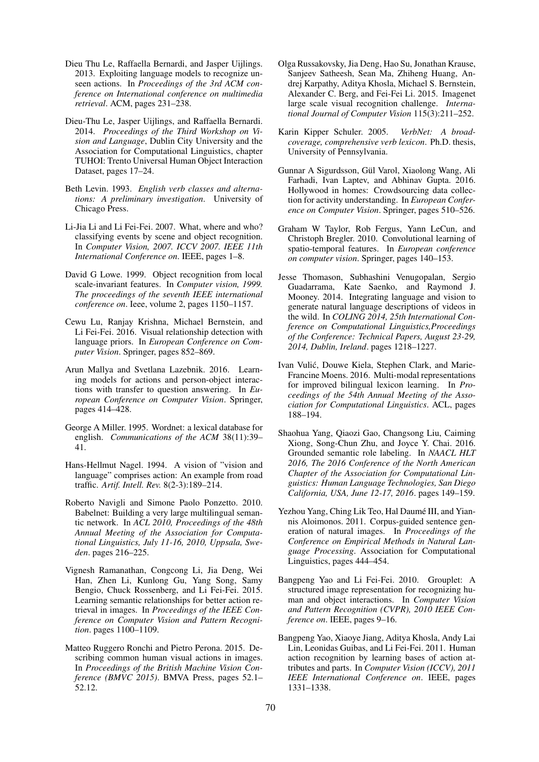Dieu Thu Le, Raffaella Bernardi, and Jasper Uijlings. 2013. Exploiting language models to recognize unseen actions. In *Proceedings of the 3rd ACM conference on International conference on multimedia retrieval*. ACM, pages 231–238.

Dieu-Thu Le, Jasper Uijlings, and Raffaella Bernardi. 2014. *Proceedings of the Third Workshop on Vision and Language*, Dublin City University and the Association for Computational Linguistics, chapter TUHOI: Trento Universal Human Object Interaction Dataset, pages 17–24.

Beth Levin. 1993. *English verb classes and alternations: A preliminary investigation*. University of Chicago Press.

Li-Jia Li and Li Fei-Fei. 2007. What, where and who? classifying events by scene and object recognition. In *Computer Vision, 2007. ICCV 2007. IEEE 11th International Conference on*. IEEE, pages 1–8.

David G Lowe. 1999. Object recognition from local scale-invariant features. In *Computer vision, 1999. The proceedings of the seventh IEEE international conference on*. Ieee, volume 2, pages 1150–1157.

Cewu Lu, Ranjay Krishna, Michael Bernstein, and Li Fei-Fei. 2016. Visual relationship detection with language priors. In *European Conference on Computer Vision*. Springer, pages 852–869.

Arun Mallya and Svetlana Lazebnik. 2016. Learning models for actions and person-object interactions with transfer to question answering. In *European Conference on Computer Vision*. Springer, pages 414–428.

George A Miller. 1995. Wordnet: a lexical database for english. *Communications of the ACM* 38(11):39–41.

Hans-Hellmut Nagel. 1994. A vision of "vision and language" comprises action: An example from road traffic. *Artif. Intell. Rev.* 8(2-3):189–214.

Roberto Navigli and Simone Paolo Ponzetto. 2010. Babelnet: Building a very large multilingual semantic network. In *ACL 2010, Proceedings of the 48th Annual Meeting of the Association for Computational Linguistics, July 11-16, 2010, Uppsala, Sweden*. pages 216–225.

Vignesh Ramanathan, Congcong Li, Jia Deng, Wei Han, Zhen Li, Kunlong Gu, Yang Song, Samy Bengio, Chuck Rossenberg, and Li Fei-Fei. 2015. Learning semantic relationships for better action retrieval in images. In *Proceedings of the IEEE Conference on Computer Vision and Pattern Recognition*. pages 1100–1109.

Matteo Ruggero Ronchi and Pietro Perona. 2015. Describing common human visual actions in images. In *Proceedings of the British Machine Vision Conference (BMVC 2015)*. BMVA Press, pages 52.1–52.12.

Olga Russakovsky, Jia Deng, Hao Su, Jonathan Krause, Sanjeev Satheesh, Sean Ma, Zhiheng Huang, Andrej Karpathy, Aditya Khosla, Michael S. Bernstein, Alexander C. Berg, and Fei-Fei Li. 2015. Imagenet large scale visual recognition challenge. *International Journal of Computer Vision* 115(3):211–252.

Karin Kipper Schuler. 2005. *VerbNet: A broad-coverage, comprehensive verb lexicon*. Ph.D. thesis, University of Pennsylvania.

Gunnar A Sigurdsson, Gül Varol, Xiaolong Wang, Ali Farhadi, Ivan Laptev, and Abhinav Gupta. 2016. Hollywood in homes: Crowdsourcing data collection for activity understanding. In *European Conference on Computer Vision*. Springer, pages 510–526.

Graham W Taylor, Rob Fergus, Yann LeCun, and Christoph Bregler. 2010. Convolutional learning of spatio-temporal features. In *European conference on computer vision*. Springer, pages 140–153.

Jesse Thomason, Subhashini Venugopalan, Sergio Guadarrama, Kate Saenko, and Raymond J. Mooney. 2014. Integrating language and vision to generate natural language descriptions of videos in the wild. In *COLING 2014, 25th International Conference on Computational Linguistics,Proceedings of the Conference: Technical Papers, August 23-29, 2014, Dublin, Ireland*. pages 1218–1227.

Ivan Vulić, Douwe Kiela, Stephen Clark, and Marie-Francine Moens. 2016. Multi-modal representations for improved bilingual lexicon learning. In *Proceedings of the 54th Annual Meeting of the Association for Computational Linguistics*. ACL, pages 188–194.

Shaohua Yang, Qiaozi Gao, Changsong Liu, Caiming Xiong, Song-Chun Zhu, and Joyce Y. Chai. 2016. Grounded semantic role labeling. In *NAACL HLT 2016, The 2016 Conference of the North American Chapter of the Association for Computational Linguistics: Human Language Technologies, San Diego California, USA, June 12-17, 2016*. pages 149–159.

Yezhou Yang, Ching Lik Teo, Hal Daumé III, and Yiannis Aloimonos. 2011. Corpus-guided sentence generation of natural images. In *Proceedings of the Conference on Empirical Methods in Natural Language Processing*. Association for Computational Linguistics, pages 444–454.

Bangpeng Yao and Li Fei-Fei. 2010. Grouplet: A structured image representation for recognizing human and object interactions. In *Computer Vision and Pattern Recognition (CVPR), 2010 IEEE Conference on*. IEEE, pages 9–16.

Bangpeng Yao, Xiaoye Jiang, Aditya Khosla, Andy Lai Lin, Leonidas Guibas, and Li Fei-Fei. 2011. Human action recognition by learning bases of action attributes and parts. In *Computer Vision (ICCV), 2011 IEEE International Conference on*. IEEE, pages 1331–1338.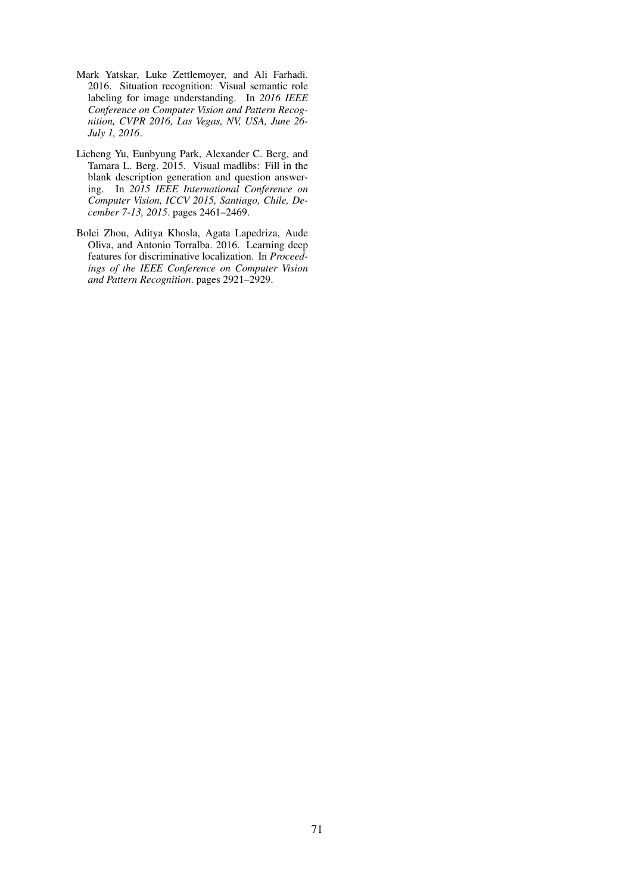Mark Yatskar, Luke Zettlemoyer, and Ali Farhadi. 2016. Situation recognition: Visual semantic role labeling for image understanding. In *2016 IEEE Conference on Computer Vision and Pattern Recognition, CVPR 2016, Las Vegas, NV, USA, June 26-July 1, 2016*.

Licheng Yu, Eunbyung Park, Alexander C. Berg, and Tamara L. Berg. 2015. Visual madlibs: Fill in the blank description generation and question answering. In *2015 IEEE International Conference on Computer Vision, ICCV 2015, Santiago, Chile, December 7-13, 2015*. pages 2461–2469.

Bolei Zhou, Aditya Khosla, Agata Lapedriza, Aude Oliva, and Antonio Torralba. 2016. Learning deep features for discriminative localization. In *Proceedings of the IEEE Conference on Computer Vision and Pattern Recognition*. pages 2921–2929.